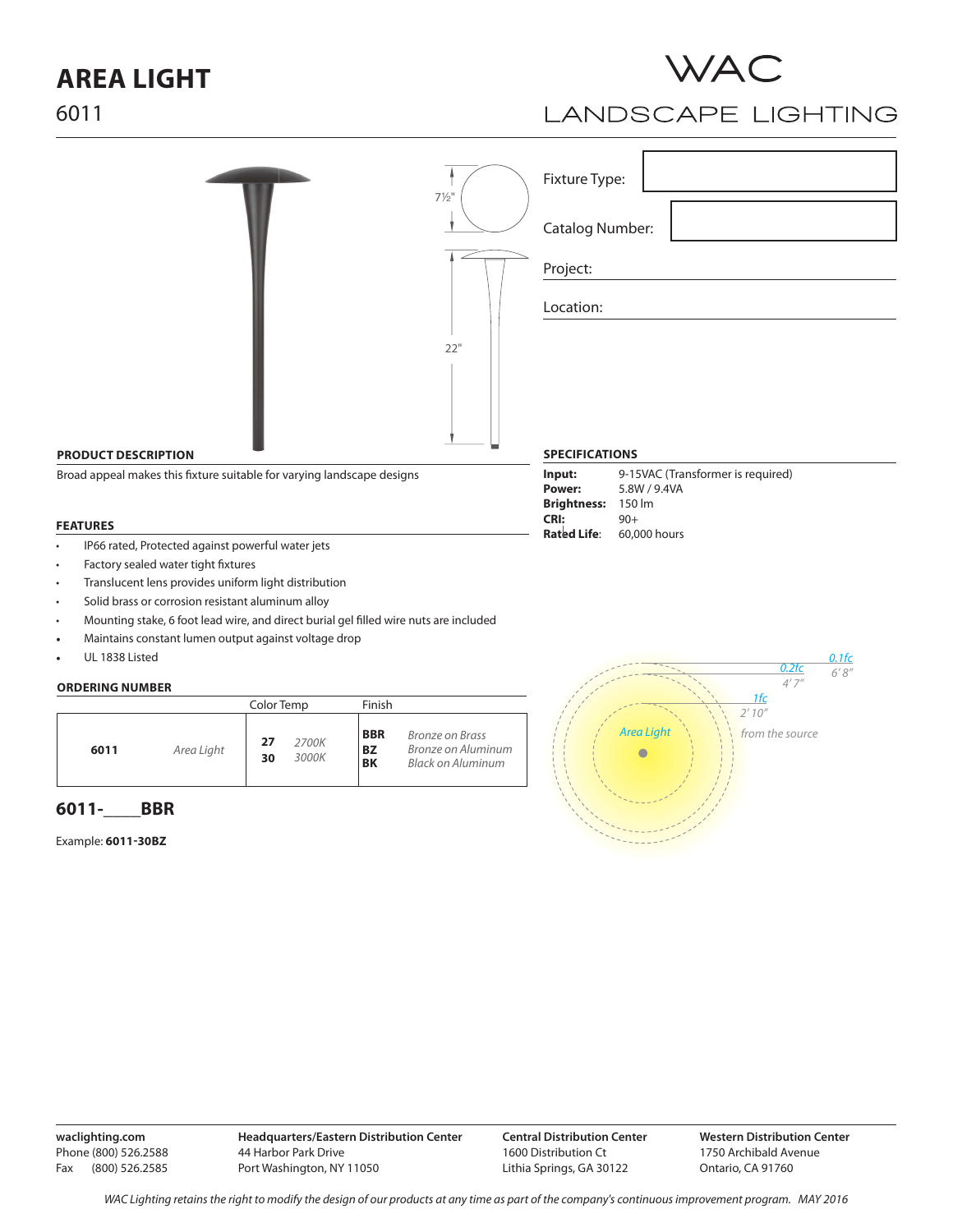# AREA LIGHT

6011

WAC

LANDSCAPE LIGHTING

7½"

22"

Fixture Type:

Catalog Number:

Project:

Location:

## PRODUCT DESCRIPTION

Broad appeal makes this fixture suitable for varying landscape designs

## FEATURES

- IP66 rated, Protected against powerful water jets
- Factory sealed water tight fixtures
- Translucent lens provides uniform light distribution
- Solid brass or corrosion resistant aluminum alloy
- Mounting stake, 6 foot lead wire, and direct burial gel filled wire nuts are included
- Maintains constant lumen output against voltage drop
- UL 1838 Listed

## SPECIFICATIONS

**Input:** 9-15VAC (Transformer is required)
**Power:** 5.8W / 9.4VA
**Brightness:** 150 lm
**CRI:** 90+
**Rated Life:** 60,000 hours

## ORDERING NUMBER

| | | Color Temp | | Finish | |
|---|---|---|---|---|---|
| **6011** | *Area Light* | **27** | *2700K* | **BBR** | *Bronze on Brass* |
| | | **30** | *3000K* | **BZ** | *Bronze on Aluminum* |
| | | | | **BK** | *Black on Aluminum* |

**6011-\_\_\_\_BBR**

Example: **6011-30BZ**

*Area Light*

*1fc* *2' 10"*

*0.2fc* *4' 7"*

*0.1fc* *6' 8"*

*from the source*

**waclighting.com**
Phone (800) 526.2588
Fax (800) 526.2585

**Headquarters/Eastern Distribution Center**
44 Harbor Park Drive
Port Washington, NY 11050

**Central Distribution Center**
1600 Distribution Ct
Lithia Springs, GA 30122

**Western Distribution Center**
1750 Archibald Avenue
Ontario, CA 91760

*WAC Lighting retains the right to modify the design of our products at any time as part of the company's continuous improvement program. MAY 2016*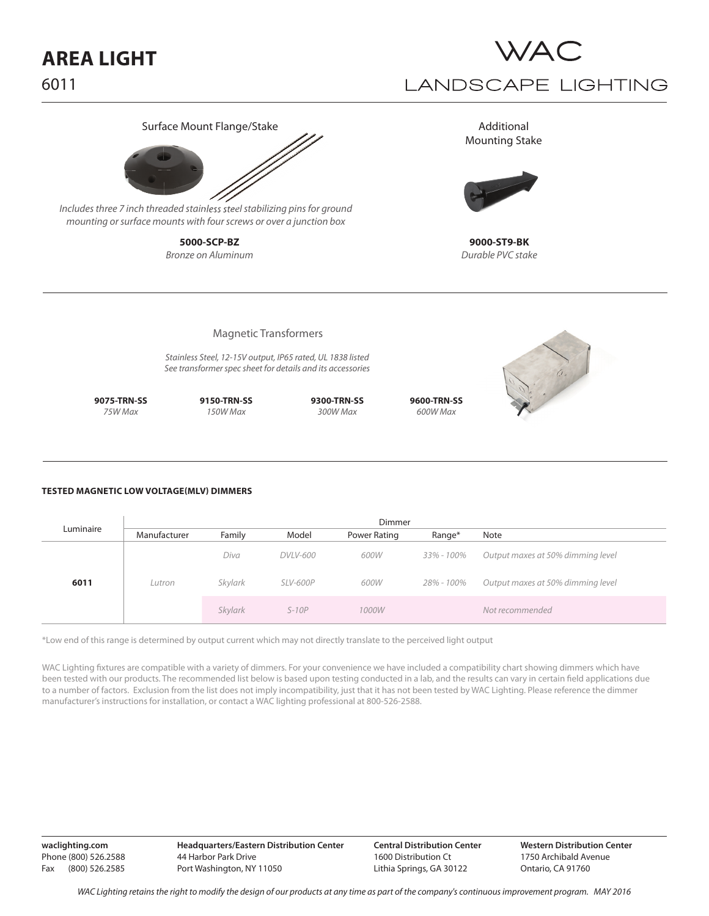# AREA LIGHT

6011

WAC

LANDSCAPE LIGHTING

Surface Mount Flange/Stake

*Includes three 7 inch threaded stainless steel stabilizing pins for ground mounting or surface mounts with four screws or over a junction box*

**5000-SCP-BZ**
*Bronze on Aluminum*

Additional Mounting Stake

**9000-ST9-BK**
*Durable PVC stake*

Magnetic Transformers

*Stainless Steel, 12-15V output, IP65 rated, UL 1838 listed*
*See transformer spec sheet for details and its accessories*

**9075-TRN-SS**
*75W Max*

**9150-TRN-SS**
*150W Max*

**9300-TRN-SS**
*300W Max*

**9600-TRN-SS**
*600W Max*

**TESTED MAGNETIC LOW VOLTAGE(MLV) DIMMERS**

| Luminaire | Dimmer | | | | | |
|---|---|---|---|---|---|---|
| | Manufacturer | Family | Model | Power Rating | Range* | Note |
| 6011 | Lutron | Diva | DVLV-600 | 600W | 33% - 100% | Output maxes at 50% dimming level |
| | | Skylark | SLV-600P | 600W | 28% - 100% | Output maxes at 50% dimming level |
| | | Skylark | S-10P | 1000W | | Not recommended |

*Low end of this range is determined by output current which may not directly translate to the perceived light output

WAC Lighting fixtures are compatible with a variety of dimmers. For your convenience we have included a compatibility chart showing dimmers which have been tested with our products. The recommended list below is based upon testing conducted in a lab, and the results can vary in certain field applications due to a number of factors. Exclusion from the list does not imply incompatibility, just that it has not been tested by WAC Lighting. Please reference the dimmer manufacturer's instructions for installation, or contact a WAC lighting professional at 800-526-2588.

**waclighting.com**
Phone (800) 526.2588
Fax (800) 526.2585

**Headquarters/Eastern Distribution Center**
44 Harbor Park Drive
Port Washington, NY 11050

**Central Distribution Center**
1600 Distribution Ct
Lithia Springs, GA 30122

**Western Distribution Center**
1750 Archibald Avenue
Ontario, CA 91760

*WAC Lighting retains the right to modify the design of our products at any time as part of the company's continuous improvement program. MAY 2016*